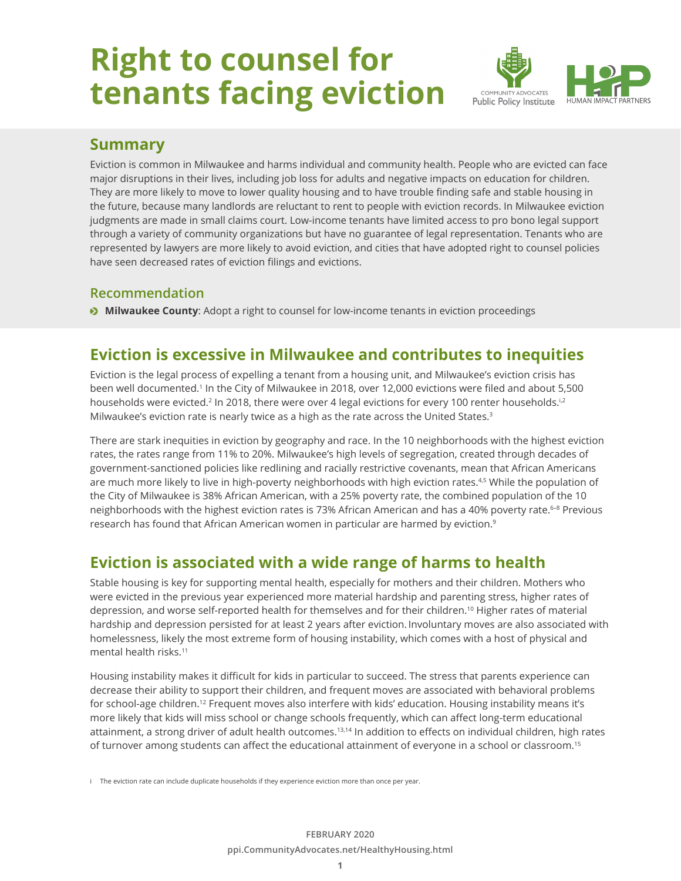# Right to counsel for tenants facing eviction

COMMUNITY ADVOCATES Public Policy Institute

HUMAN IMPACT PARTNERS

## Summary

Eviction is common in Milwaukee and harms individual and community health. People who are evicted can face major disruptions in their lives, including job loss for adults and negative impacts on education for children. They are more likely to move to lower quality housing and to have trouble finding safe and stable housing in the future, because many landlords are reluctant to rent to people with eviction records. In Milwaukee eviction judgments are made in small claims court. Low-income tenants have limited access to pro bono legal support through a variety of community organizations but have no guarantee of legal representation. Tenants who are represented by lawyers are more likely to avoid eviction, and cities that have adopted right to counsel policies have seen decreased rates of eviction filings and evictions.

### Recommendation

- **Milwaukee County**: Adopt a right to counsel for low-income tenants in eviction proceedings

## Eviction is excessive in Milwaukee and contributes to inequities

Eviction is the legal process of expelling a tenant from a housing unit, and Milwaukee's eviction crisis has been well documented.[1] In the City of Milwaukee in 2018, over 12,000 evictions were filed and about 5,500 households were evicted.[2] In 2018, there were over 4 legal evictions for every 100 renter households.[i,2] Milwaukee's eviction rate is nearly twice as a high as the rate across the United States.[3]

There are stark inequities in eviction by geography and race. In the 10 neighborhoods with the highest eviction rates, the rates range from 11% to 20%. Milwaukee's high levels of segregation, created through decades of government-sanctioned policies like redlining and racially restrictive covenants, mean that African Americans are much more likely to live in high-poverty neighborhoods with high eviction rates.[4,5] While the population of the City of Milwaukee is 38% African American, with a 25% poverty rate, the combined population of the 10 neighborhoods with the highest eviction rates is 73% African American and has a 40% poverty rate.[6–8] Previous research has found that African American women in particular are harmed by eviction.[9]

## Eviction is associated with a wide range of harms to health

Stable housing is key for supporting mental health, especially for mothers and their children. Mothers who were evicted in the previous year experienced more material hardship and parenting stress, higher rates of depression, and worse self-reported health for themselves and for their children.[10] Higher rates of material hardship and depression persisted for at least 2 years after eviction. Involuntary moves are also associated with homelessness, likely the most extreme form of housing instability, which comes with a host of physical and mental health risks.[11]

Housing instability makes it difficult for kids in particular to succeed. The stress that parents experience can decrease their ability to support their children, and frequent moves are associated with behavioral problems for school-age children.[12] Frequent moves also interfere with kids' education. Housing instability means it's more likely that kids will miss school or change schools frequently, which can affect long-term educational attainment, a strong driver of adult health outcomes.[13,14] In addition to effects on individual children, high rates of turnover among students can affect the educational attainment of everyone in a school or classroom.[15]

i The eviction rate can include duplicate households if they experience eviction more than once per year.

FEBRUARY 2020

ppi.CommunityAdvocates.net/HealthyHousing.html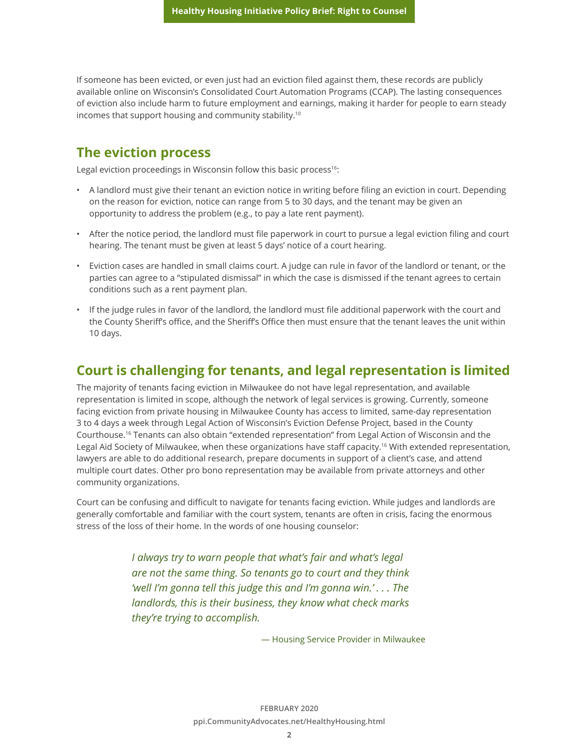If someone has been evicted, or even just had an eviction filed against them, these records are publicly available online on Wisconsin's Consolidated Court Automation Programs (CCAP). The lasting consequences of eviction also include harm to future employment and earnings, making it harder for people to earn steady incomes that support housing and community stability.[10]

## The eviction process

Legal eviction proceedings in Wisconsin follow this basic process[16]:

- A landlord must give their tenant an eviction notice in writing before filing an eviction in court. Depending on the reason for eviction, notice can range from 5 to 30 days, and the tenant may be given an opportunity to address the problem (e.g., to pay a late rent payment).
- After the notice period, the landlord must file paperwork in court to pursue a legal eviction filing and court hearing. The tenant must be given at least 5 days' notice of a court hearing.
- Eviction cases are handled in small claims court. A judge can rule in favor of the landlord or tenant, or the parties can agree to a "stipulated dismissal" in which the case is dismissed if the tenant agrees to certain conditions such as a rent payment plan.
- If the judge rules in favor of the landlord, the landlord must file additional paperwork with the court and the County Sheriff's office, and the Sheriff's Office then must ensure that the tenant leaves the unit within 10 days.

## Court is challenging for tenants, and legal representation is limited

The majority of tenants facing eviction in Milwaukee do not have legal representation, and available representation is limited in scope, although the network of legal services is growing. Currently, someone facing eviction from private housing in Milwaukee County has access to limited, same-day representation 3 to 4 days a week through Legal Action of Wisconsin's Eviction Defense Project, based in the County Courthouse.[16] Tenants can also obtain "extended representation" from Legal Action of Wisconsin and the Legal Aid Society of Milwaukee, when these organizations have staff capacity.[16] With extended representation, lawyers are able to do additional research, prepare documents in support of a client's case, and attend multiple court dates. Other pro bono representation may be available from private attorneys and other community organizations.

Court can be confusing and difficult to navigate for tenants facing eviction. While judges and landlords are generally comfortable and familiar with the court system, tenants are often in crisis, facing the enormous stress of the loss of their home. In the words of one housing counselor:

> *I always try to warn people that what's fair and what's legal are not the same thing. So tenants go to court and they think 'well I'm gonna tell this judge this and I'm gonna win.' . . . The landlords, this is their business, they know what check marks they're trying to accomplish.*
>
> — Housing Service Provider in Milwaukee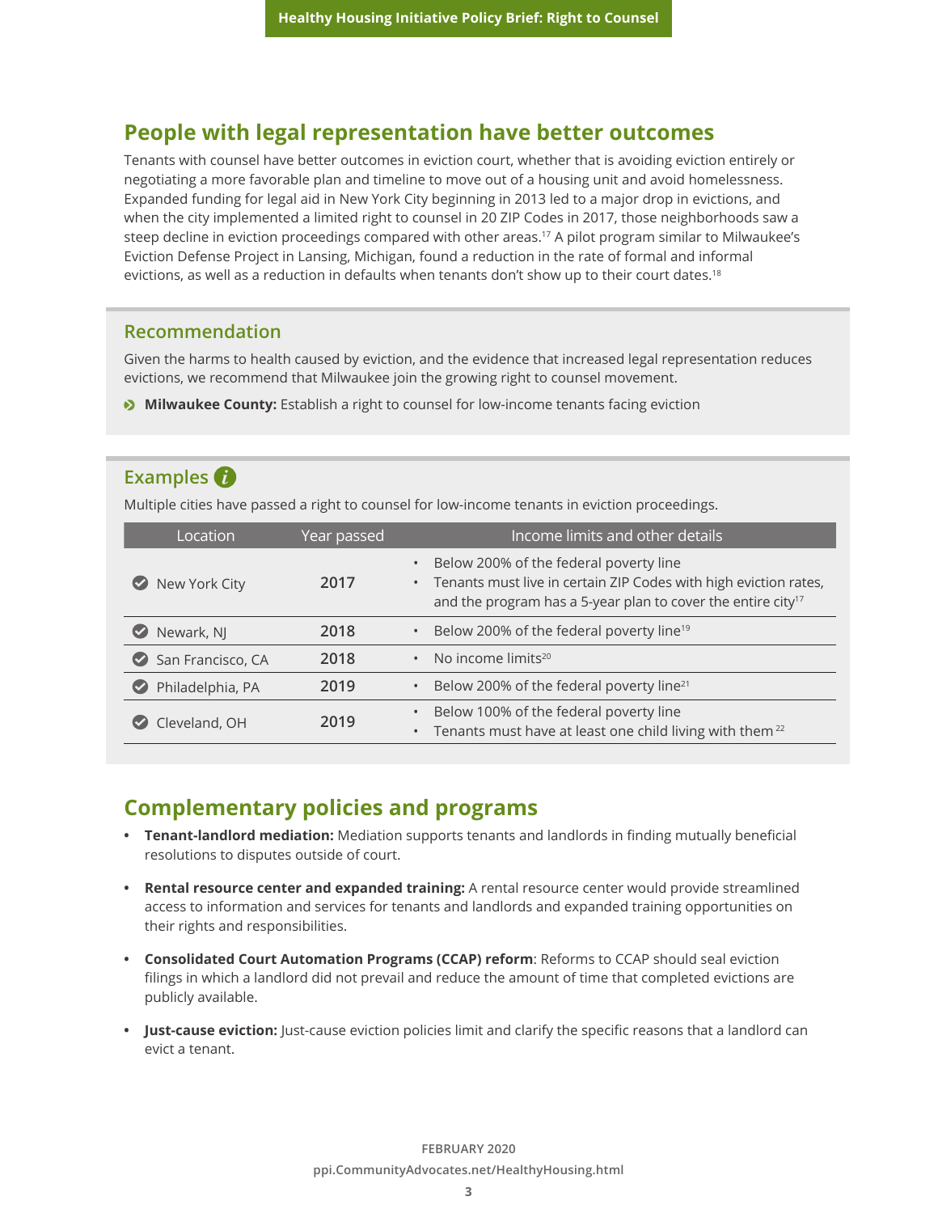## People with legal representation have better outcomes

Tenants with counsel have better outcomes in eviction court, whether that is avoiding eviction entirely or negotiating a more favorable plan and timeline to move out of a housing unit and avoid homelessness. Expanded funding for legal aid in New York City beginning in 2013 led to a major drop in evictions, and when the city implemented a limited right to counsel in 20 ZIP Codes in 2017, those neighborhoods saw a steep decline in eviction proceedings compared with other areas.[17] A pilot program similar to Milwaukee's Eviction Defense Project in Lansing, Michigan, found a reduction in the rate of formal and informal evictions, as well as a reduction in defaults when tenants don't show up to their court dates.[18]

### Recommendation

Given the harms to health caused by eviction, and the evidence that increased legal representation reduces evictions, we recommend that Milwaukee join the growing right to counsel movement.

- **Milwaukee County:** Establish a right to counsel for low-income tenants facing eviction

### Examples

Multiple cities have passed a right to counsel for low-income tenants in eviction proceedings.

| Location | Year passed | Income limits and other details |
|---|---|---|
| New York City | 2017 | • Below 200% of the federal poverty line<br>• Tenants must live in certain ZIP Codes with high eviction rates, and the program has a 5-year plan to cover the entire city[17] |
| Newark, NJ | 2018 | • Below 200% of the federal poverty line[19] |
| San Francisco, CA | 2018 | • No income limits[20] |
| Philadelphia, PA | 2019 | • Below 200% of the federal poverty line[21] |
| Cleveland, OH | 2019 | • Below 100% of the federal poverty line<br>• Tenants must have at least one child living with them[22] |

## Complementary policies and programs

- **Tenant-landlord mediation:** Mediation supports tenants and landlords in finding mutually beneficial resolutions to disputes outside of court.
- **Rental resource center and expanded training:** A rental resource center would provide streamlined access to information and services for tenants and landlords and expanded training opportunities on their rights and responsibilities.
- **Consolidated Court Automation Programs (CCAP) reform**: Reforms to CCAP should seal eviction filings in which a landlord did not prevail and reduce the amount of time that completed evictions are publicly available.
- **Just-cause eviction:** Just-cause eviction policies limit and clarify the specific reasons that a landlord can evict a tenant.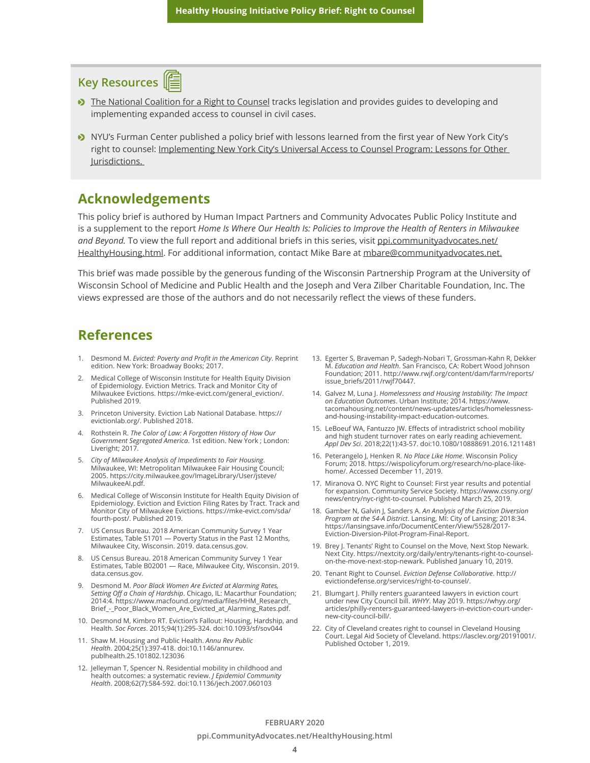## Key Resources

- The National Coalition for a Right to Counsel tracks legislation and provides guides to developing and implementing expanded access to counsel in civil cases.
- NYU's Furman Center published a policy brief with lessons learned from the first year of New York City's right to counsel: Implementing New York City's Universal Access to Counsel Program: Lessons for Other Jurisdictions.

## Acknowledgements

This policy brief is authored by Human Impact Partners and Community Advocates Public Policy Institute and is a supplement to the report *Home Is Where Our Health Is: Policies to Improve the Health of Renters in Milwaukee and Beyond.* To view the full report and additional briefs in this series, visit ppi.communityadvocates.net/HealthyHousing.html. For additional information, contact Mike Bare at mbare@communityadvocates.net.

This brief was made possible by the generous funding of the Wisconsin Partnership Program at the University of Wisconsin School of Medicine and Public Health and the Joseph and Vera Zilber Charitable Foundation, Inc. The views expressed are those of the authors and do not necessarily reflect the views of these funders.

## References

1. Desmond M. *Evicted: Poverty and Profit in the American City*. Reprint edition. New York: Broadway Books; 2017.
2. Medical College of Wisconsin Institute for Health Equity Division of Epidemiology. Eviction Metrics. Track and Monitor City of Milwaukee Evictions. https://mke-evict.com/general_eviction/. Published 2019.
3. Princeton University. Eviction Lab National Database. https://evictionlab.org/. Published 2018.
4. Rothstein R. *The Color of Law: A Forgotten History of How Our Government Segregated America*. 1st edition. New York ; London: Liveright; 2017.
5. *City of Milwaukee Analysis of Impediments to Fair Housing*. Milwaukee, WI: Metropolitan Milwaukee Fair Housing Council; 2005. https://city.milwaukee.gov/ImageLibrary/User/jsteve/MilwaukeeAI.pdf.
6. Medical College of Wisconsin Institute for Health Equity Division of Epidemiology. Eviction and Eviction Filing Rates by Tract. Track and Monitor City of Milwaukee Evictions. https://mke-evict.com/sda/fourth-post/. Published 2019.
7. US Census Bureau. 2018 American Community Survey 1 Year Estimates, Table S1701 — Poverty Status in the Past 12 Months, Milwaukee City, Wisconsin. 2019. data.census.gov.
8. US Census Bureau. 2018 American Community Survey 1 Year Estimates, Table B02001 — Race, Milwaukee City, Wisconsin. 2019. data.census.gov.
9. Desmond M. *Poor Black Women Are Evicted at Alarming Rates, Setting Off a Chain of Hardship*. Chicago, IL: Macarthur Foundation; 2014:4. https://www.macfound.org/media/files/HHM_Research_Brief_-_Poor_Black_Women_Are_Evicted_at_Alarming_Rates.pdf.
10. Desmond M, Kimbro RT. Eviction's Fallout: Housing, Hardship, and Health. *Soc Forces*. 2015;94(1):295-324. doi:10.1093/sf/sov044
11. Shaw M. Housing and Public Health. *Annu Rev Public Health*. 2004;25(1):397-418. doi:10.1146/annurev.publhealth.25.101802.123036
12. Jelleyman T, Spencer N. Residential mobility in childhood and health outcomes: a systematic review. *J Epidemiol Community Health*. 2008;62(7):584-592. doi:10.1136/jech.2007.060103
13. Egerter S, Braveman P, Sadegh-Nobari T, Grossman-Kahn R, Dekker M. *Education and Health*. San Francisco, CA: Robert Wood Johnson Foundation; 2011. http://www.rwjf.org/content/dam/farm/reports/issue_briefs/2011/rwjf70447.
14. Galvez M, Luna J. *Homelessness and Housing Instability: The Impact on Education Outcomes*. Urban Institute; 2014. https://www.tacomahousing.net/content/news-updates/articles/homelessness-and-housing-instability-impact-education-outcomes.
15. LeBoeuf WA, Fantuzzo JW. Effects of intradistrict school mobility and high student turnover rates on early reading achievement. *Appl Dev Sci*. 2018;22(1):43-57. doi:10.1080/10888691.2016.1211481
16. Peterangelo J, Henken R. *No Place Like Home*. Wisconsin Policy Forum; 2018. https://wispolicyforum.org/research/no-place-like-home/. Accessed December 11, 2019.
17. Miranova O. NYC Right to Counsel: First year results and potential for expansion. Community Service Society. https://www.cssny.org/news/entry/nyc-right-to-counsel. Published March 25, 2019.
18. Gamber N, Galvin J, Sanders A. *An Analysis of the Eviction Diversion Program at the 54-A District*. Lansing, MI: City of Lansing; 2018:34. https://lansingsave.info/DocumentCenter/View/5528/2017-Eviction-Diversion-Pilot-Program-Final-Report.
19. Brey J. Tenants' Right to Counsel on the Move, Next Stop Newark. Next City. https://nextcity.org/daily/entry/tenants-right-to-counsel-on-the-move-next-stop-newark. Published January 10, 2019.
20. Tenant Right to Counsel. *Eviction Defense Collaborative*. http://evictiondefense.org/services/right-to-counsel/.
21. Blumgart J. Philly renters guaranteed lawyers in eviction court under new City Council bill. *WHYY*. May 2019. https://whyy.org/articles/philly-renters-guaranteed-lawyers-in-eviction-court-under-new-city-council-bill/.
22. City of Cleveland creates right to counsel in Cleveland Housing Court. Legal Aid Society of Cleveland. https://lasclev.org/20191001/. Published October 1, 2019.

FEBRUARY 2020

ppi.CommunityAdvocates.net/HealthyHousing.html